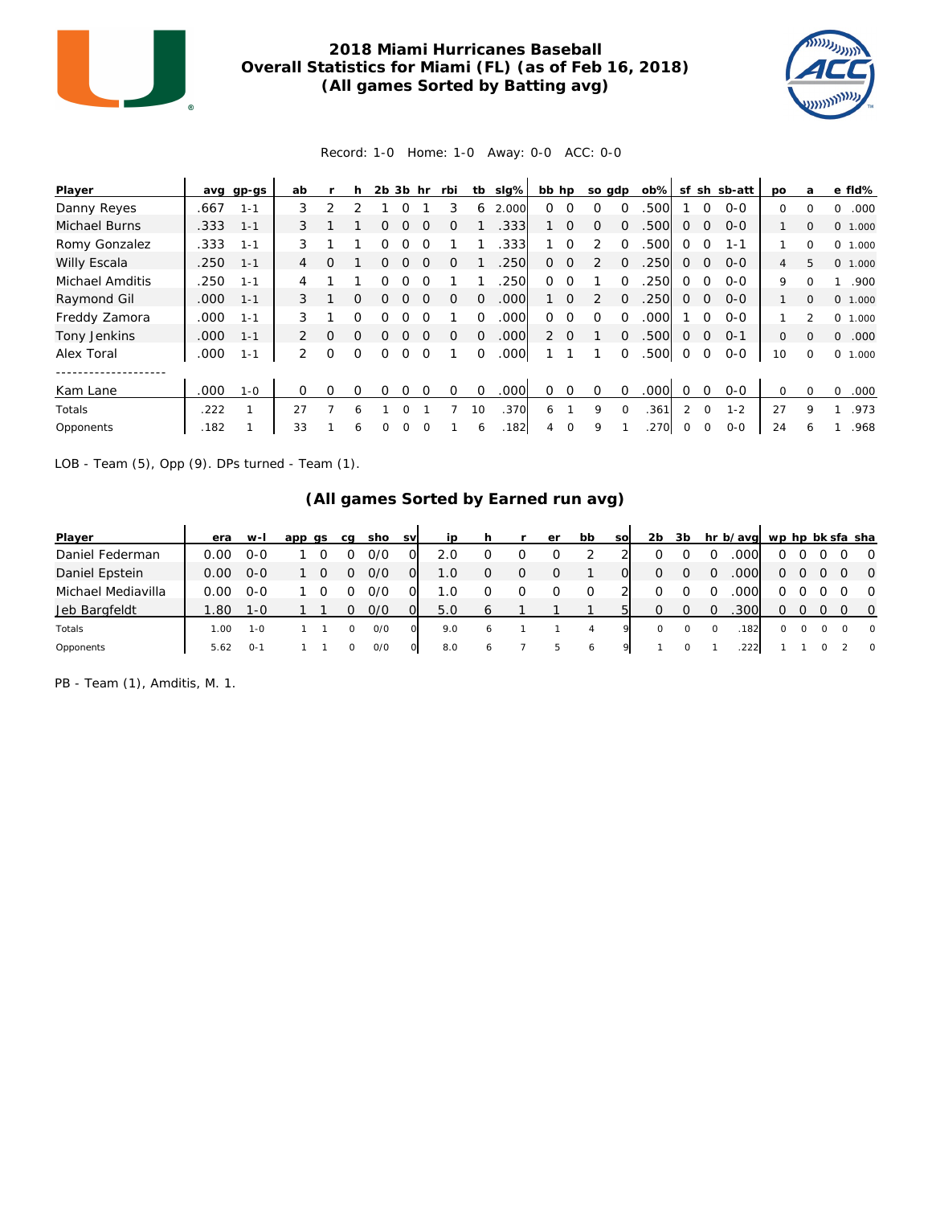# 2018 Miami Hurricanes Baseball
## Overall Statistics for Miami (FL) (as of Feb 16, 2018)
### (All games Sorted by Batting avg)

Record: 1-0 Home: 1-0 Away: 0-0 ACC: 0-0

| Player | avg | gp-gs | ab | r | h | 2b | 3b | hr | rbi | tb | slg% | bb | hp | so | gdp | ob% | sf | sh | sb-att | po | a | e | fld% |
|---|---|---|---|---|---|---|---|---|---|---|---|---|---|---|---|---|---|---|---|---|---|---|---|
| Danny Reyes | .667 | 1-1 | 3 | 2 | 2 | 1 | 0 | 1 | 3 | 6 | 2.000 | 0 | 0 | 0 | 0 | .500 | 1 | 0 | 0-0 | 0 | 0 | 0 | .000 |
| Michael Burns | .333 | 1-1 | 3 | 1 | 1 | 0 | 0 | 0 | 0 | 1 | .333 | 1 | 0 | 0 | 0 | .500 | 0 | 0 | 0-0 | 1 | 0 | 0 | 1.000 |
| Romy Gonzalez | .333 | 1-1 | 3 | 1 | 1 | 0 | 0 | 0 | 1 | 1 | .333 | 1 | 0 | 2 | 0 | .500 | 0 | 0 | 1-1 | 1 | 0 | 0 | 1.000 |
| Willy Escala | .250 | 1-1 | 4 | 0 | 1 | 0 | 0 | 0 | 0 | 1 | .250 | 0 | 0 | 2 | 0 | .250 | 0 | 0 | 0-0 | 4 | 5 | 0 | 1.000 |
| Michael Amditis | .250 | 1-1 | 4 | 1 | 1 | 0 | 0 | 0 | 1 | 1 | .250 | 0 | 0 | 1 | 0 | .250 | 0 | 0 | 0-0 | 9 | 0 | 1 | .900 |
| Raymond Gil | .000 | 1-1 | 3 | 1 | 0 | 0 | 0 | 0 | 0 | 0 | .000 | 1 | 0 | 2 | 0 | .250 | 0 | 0 | 0-0 | 1 | 0 | 0 | 1.000 |
| Freddy Zamora | .000 | 1-1 | 3 | 1 | 0 | 0 | 0 | 0 | 1 | 0 | .000 | 0 | 0 | 0 | 0 | .000 | 1 | 0 | 0-0 | 1 | 2 | 0 | 1.000 |
| Tony Jenkins | .000 | 1-1 | 2 | 0 | 0 | 0 | 0 | 0 | 0 | 0 | .000 | 2 | 0 | 1 | 0 | .500 | 0 | 0 | 0-1 | 0 | 0 | 0 | .000 |
| Alex Toral | .000 | 1-1 | 2 | 0 | 0 | 0 | 0 | 0 | 1 | 0 | .000 | 1 | 1 | 1 | 0 | .500 | 0 | 0 | 0-0 | 10 | 0 | 0 | 1.000 |
| Kam Lane | .000 | 1-0 | 0 | 0 | 0 | 0 | 0 | 0 | 0 | 0 | .000 | 0 | 0 | 0 | 0 | .000 | 0 | 0 | 0-0 | 0 | 0 | 0 | .000 |
| Totals | .222 | 1 | 27 | 7 | 6 | 1 | 0 | 1 | 7 | 10 | .370 | 6 | 1 | 9 | 0 | .361 | 2 | 0 | 1-2 | 27 | 9 | 1 | .973 |
| Opponents | .182 | 1 | 33 | 1 | 6 | 0 | 0 | 0 | 1 | 6 | .182 | 4 | 0 | 9 | 1 | .270 | 0 | 0 | 0-0 | 24 | 6 | 1 | .968 |

LOB - Team (5), Opp (9). DPs turned - Team (1).

### (All games Sorted by Earned run avg)

| Player | era | w-l | app | gs | cg | sho | sv | ip | h | r | er | bb | so | 2b | 3b | hr | b/avg | wp | hp | bk | sfa | sha |
|---|---|---|---|---|---|---|---|---|---|---|---|---|---|---|---|---|---|---|---|---|---|---|
| Daniel Federman | 0.00 | 0-0 | 1 | 0 | 0 | 0/0 | 0 | 2.0 | 0 | 0 | 0 | 2 | 2 | 0 | 0 | 0 | .000 | 0 | 0 | 0 | 0 | 0 |
| Daniel Epstein | 0.00 | 0-0 | 1 | 0 | 0 | 0/0 | 0 | 1.0 | 0 | 0 | 0 | 1 | 0 | 0 | 0 | 0 | .000 | 0 | 0 | 0 | 0 | 0 |
| Michael Mediavilla | 0.00 | 0-0 | 1 | 0 | 0 | 0/0 | 0 | 1.0 | 0 | 0 | 0 | 0 | 2 | 0 | 0 | 0 | .000 | 0 | 0 | 0 | 0 | 0 |
| Jeb Bargfeldt | 1.80 | 1-0 | 1 | 1 | 0 | 0/0 | 0 | 5.0 | 6 | 1 | 1 | 1 | 5 | 0 | 0 | 0 | .300 | 0 | 0 | 0 | 0 | 0 |
| Totals | 1.00 | 1-0 | 1 | 1 | 0 | 0/0 | 0 | 9.0 | 6 | 1 | 1 | 4 | 9 | 0 | 0 | 0 | .182 | 0 | 0 | 0 | 0 | 0 |
| Opponents | 5.62 | 0-1 | 1 | 1 | 0 | 0/0 | 0 | 8.0 | 6 | 7 | 5 | 6 | 9 | 1 | 0 | 1 | .222 | 1 | 1 | 0 | 2 | 0 |

PB - Team (1), Amditis, M. 1.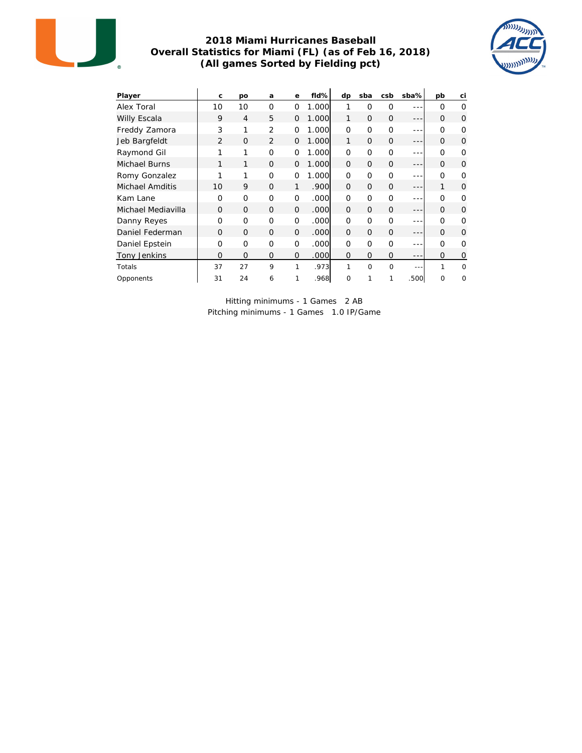# 2018 Miami Hurricanes Baseball
## Overall Statistics for Miami (FL) (as of Feb 16, 2018)
## (All games Sorted by Fielding pct)

| Player | c | po | a | e | fld% | dp | sba | csb | sba% | pb | ci |
|---|---|---|---|---|---|---|---|---|---|---|---|
| Alex Toral | 10 | 10 | 0 | 0 | 1.000 | 1 | 0 | 0 | --- | 0 | 0 |
| Willy Escala | 9 | 4 | 5 | 0 | 1.000 | 1 | 0 | 0 | --- | 0 | 0 |
| Freddy Zamora | 3 | 1 | 2 | 0 | 1.000 | 0 | 0 | 0 | --- | 0 | 0 |
| Jeb Bargfeldt | 2 | 0 | 2 | 0 | 1.000 | 1 | 0 | 0 | --- | 0 | 0 |
| Raymond Gil | 1 | 1 | 0 | 0 | 1.000 | 0 | 0 | 0 | --- | 0 | 0 |
| Michael Burns | 1 | 1 | 0 | 0 | 1.000 | 0 | 0 | 0 | --- | 0 | 0 |
| Romy Gonzalez | 1 | 1 | 0 | 0 | 1.000 | 0 | 0 | 0 | --- | 0 | 0 |
| Michael Amditis | 10 | 9 | 0 | 1 | .900 | 0 | 0 | 0 | --- | 1 | 0 |
| Kam Lane | 0 | 0 | 0 | 0 | .000 | 0 | 0 | 0 | --- | 0 | 0 |
| Michael Mediavilla | 0 | 0 | 0 | 0 | .000 | 0 | 0 | 0 | --- | 0 | 0 |
| Danny Reyes | 0 | 0 | 0 | 0 | .000 | 0 | 0 | 0 | --- | 0 | 0 |
| Daniel Federman | 0 | 0 | 0 | 0 | .000 | 0 | 0 | 0 | --- | 0 | 0 |
| Daniel Epstein | 0 | 0 | 0 | 0 | .000 | 0 | 0 | 0 | --- | 0 | 0 |
| Tony Jenkins | 0 | 0 | 0 | 0 | .000 | 0 | 0 | 0 | --- | 0 | 0 |
| Totals | 37 | 27 | 9 | 1 | .973 | 1 | 0 | 0 | --- | 1 | 0 |
| Opponents | 31 | 24 | 6 | 1 | .968 | 0 | 1 | 1 | .500 | 0 | 0 |

Hitting minimums - 1 Games 2 AB
Pitching minimums - 1 Games 1.0 IP/Game